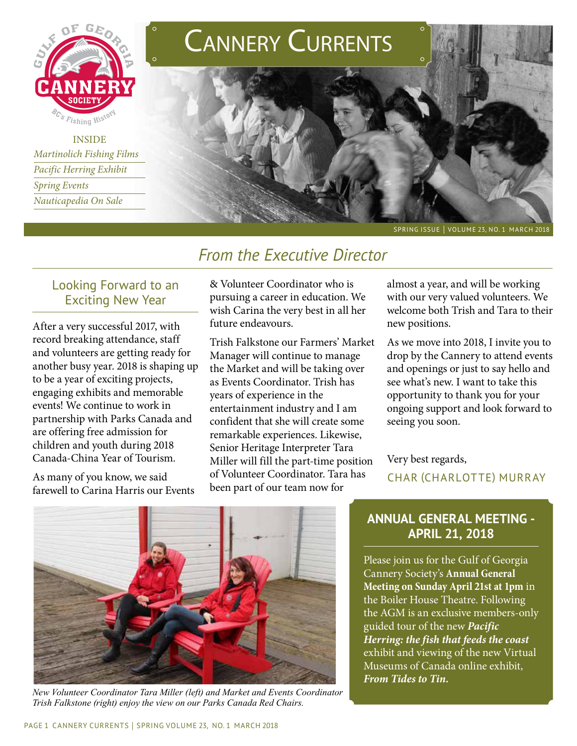# Cannery Currents

INSIDE

*Martinolich Fishing Films*

*Pacific Herring Exhibit*

*Spring Events*

*Nauticapedia On Sale*

SPRING ISSUE | VOLUME 23, NO. 1 MARCH 2018

## *From the Executive Director*

### Looking Forward to an Exciting New Year

After a very successful 2017, with record breaking attendance, staff and volunteers are getting ready for another busy year. 2018 is shaping up to be a year of exciting projects, engaging exhibits and memorable events! We continue to work in partnership with Parks Canada and are offering free admission for children and youth during 2018 Canada-China Year of Tourism.

As many of you know, we said farewell to Carina Harris our Events & Volunteer Coordinator who is pursuing a career in education. We wish Carina the very best in all her future endeavours.

Trish Falkstone our Farmers' Market Manager will continue to manage the Market and will be taking over as Events Coordinator. Trish has years of experience in the entertainment industry and I am confident that she will create some remarkable experiences. Likewise, Senior Heritage Interpreter Tara Miller will fill the part-time position of Volunteer Coordinator. Tara has been part of our team now for almost a year, and will be working with our very valued volunteers. We welcome both Trish and Tara to their new positions.

As we move into 2018, I invite you to drop by the Cannery to attend events and openings or just to say hello and see what's new. I want to take this opportunity to thank you for your ongoing support and look forward to seeing you soon.

Very best regards,

CHAR (CHARLOTTE) MURRAY

*New Volunteer Coordinator Tara Miller (left) and Market and Events Coordinator Trish Falkstone (right) enjoy the view on our Parks Canada Red Chairs.*

### ANNUAL GENERAL MEETING - APRIL 21, 2018

Please join us for the Gulf of Georgia Cannery Society's **Annual General Meeting on Sunday April 21st at 1pm** in the Boiler House Theatre. Following the AGM is an exclusive members-only guided tour of the new ***Pacific Herring: the fish that feeds the coast*** exhibit and viewing of the new Virtual Museums of Canada online exhibit, ***From Tides to Tin.***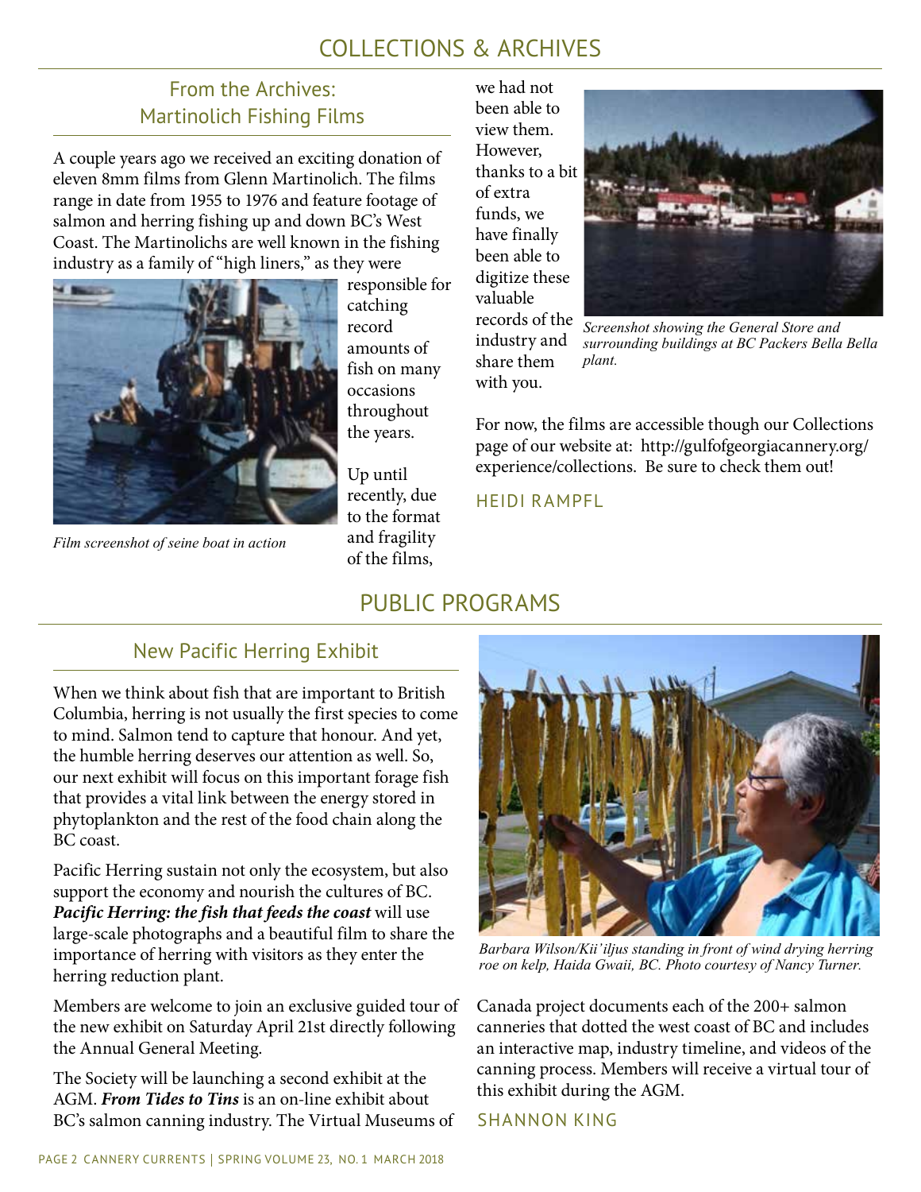# COLLECTIONS & ARCHIVES

## From the Archives: Martinolich Fishing Films

A couple years ago we received an exciting donation of eleven 8mm films from Glenn Martinolich. The films range in date from 1955 to 1976 and feature footage of salmon and herring fishing up and down BC's West Coast. The Martinolichs are well known in the fishing industry as a family of "high liners," as they were responsible for catching record amounts of fish on many occasions throughout the years.

*Film screenshot of seine boat in action*

Up until recently, due to the format and fragility of the films, we had not been able to view them. However, thanks to a bit of extra funds, we have finally been able to digitize these valuable records of the industry and share them with you.

*Screenshot showing the General Store and surrounding buildings at BC Packers Bella Bella plant.*

For now, the films are accessible though our Collections page of our website at: http://gulfofgeorgiacannery.org/experience/collections. Be sure to check them out!

HEIDI RAMPFL

# PUBLIC PROGRAMS

## New Pacific Herring Exhibit

When we think about fish that are important to British Columbia, herring is not usually the first species to come to mind. Salmon tend to capture that honour. And yet, the humble herring deserves our attention as well. So, our next exhibit will focus on this important forage fish that provides a vital link between the energy stored in phytoplankton and the rest of the food chain along the BC coast.

Pacific Herring sustain not only the ecosystem, but also support the economy and nourish the cultures of BC. ***Pacific Herring: the fish that feeds the coast*** will use large-scale photographs and a beautiful film to share the importance of herring with visitors as they enter the herring reduction plant.

Members are welcome to join an exclusive guided tour of the new exhibit on Saturday April 21st directly following the Annual General Meeting.

The Society will be launching a second exhibit at the AGM. ***From Tides to Tins*** is an on-line exhibit about BC's salmon canning industry. The Virtual Museums of Canada project documents each of the 200+ salmon canneries that dotted the west coast of BC and includes an interactive map, industry timeline, and videos of the canning process. Members will receive a virtual tour of this exhibit during the AGM.

*Barbara Wilson/Kii'iljus standing in front of wind drying herring roe on kelp, Haida Gwaii, BC. Photo courtesy of Nancy Turner.*

SHANNON KING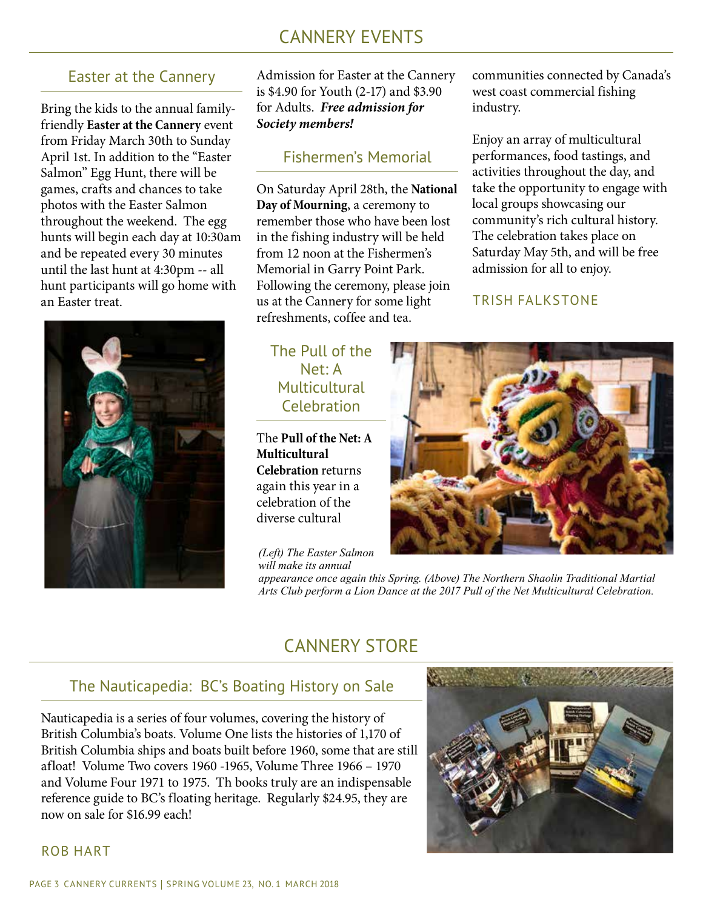# CANNERY EVENTS

## Easter at the Cannery

Bring the kids to the annual family-friendly **Easter at the Cannery** event from Friday March 30th to Sunday April 1st. In addition to the "Easter Salmon" Egg Hunt, there will be games, crafts and chances to take photos with the Easter Salmon throughout the weekend. The egg hunts will begin each day at 10:30am and be repeated every 30 minutes until the last hunt at 4:30pm -- all hunt participants will go home with an Easter treat.

Admission for Easter at the Cannery is $4.90 for Youth (2-17) and $3.90 for Adults. ***Free admission for Society members!***

## Fishermen's Memorial

On Saturday April 28th, the **National Day of Mourning**, a ceremony to remember those who have been lost in the fishing industry will be held from 12 noon at the Fishermen's Memorial in Garry Point Park. Following the ceremony, please join us at the Cannery for some light refreshments, coffee and tea.

## The Pull of the Net: A Multicultural Celebration

The **Pull of the Net: A Multicultural Celebration** returns again this year in a celebration of the diverse cultural communities connected by Canada's west coast commercial fishing industry.

Enjoy an array of multicultural performances, food tastings, and activities throughout the day, and take the opportunity to engage with local groups showcasing our community's rich cultural history. The celebration takes place on Saturday May 5th, and will be free admission for all to enjoy.

TRISH FALKSTONE

*(Left) The Easter Salmon will make its annual appearance once again this Spring. (Above) The Northern Shaolin Traditional Martial Arts Club perform a Lion Dance at the 2017 Pull of the Net Multicultural Celebration.*

# CANNERY STORE

## The Nauticapedia: BC's Boating History on Sale

Nauticapedia is a series of four volumes, covering the history of British Columbia's boats. Volume One lists the histories of 1,170 of British Columbia ships and boats built before 1960, some that are still afloat! Volume Two covers 1960 -1965, Volume Three 1966 – 1970 and Volume Four 1971 to 1975. Th books truly are an indispensable reference guide to BC's floating heritage. Regularly $24.95, they are now on sale for $16.99 each!

ROB HART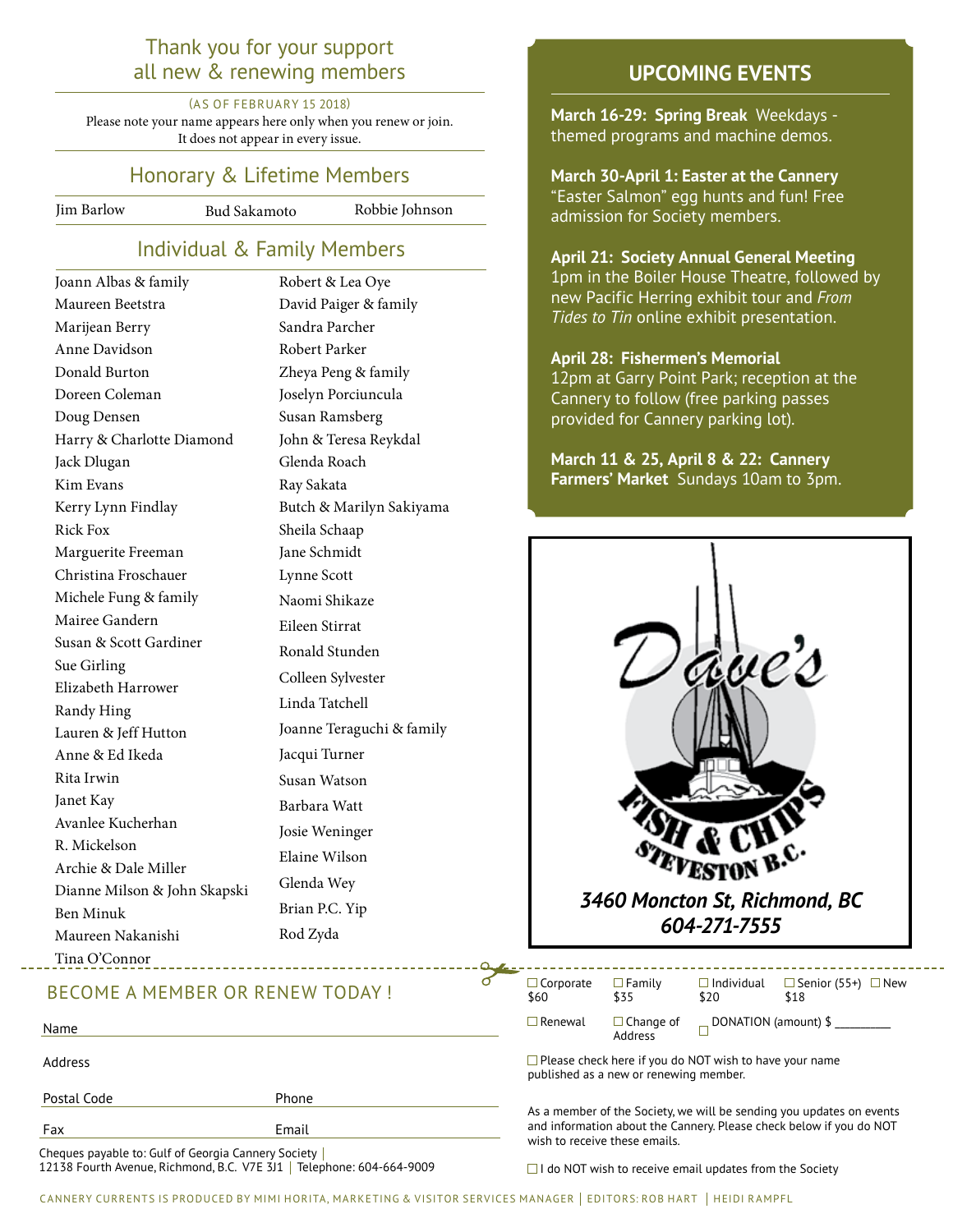## Thank you for your support all new & renewing members

(AS OF FEBRUARY 15 2018)

Please note your name appears here only when you renew or join. It does not appear in every issue.

### Honorary & Lifetime Members

Jim Barlow
Bud Sakamoto
Robbie Johnson

### Individual & Family Members

Joann Albas & family
Maureen Beetstra
Marijean Berry
Anne Davidson
Donald Burton
Doreen Coleman
Doug Densen
Harry & Charlotte Diamond
Jack Dlugan
Kim Evans
Kerry Lynn Findlay
Rick Fox
Marguerite Freeman
Christina Froschauer
Michele Fung & family
Mairee Gandern
Susan & Scott Gardiner
Sue Girling
Elizabeth Harrower
Randy Hing
Lauren & Jeff Hutton
Anne & Ed Ikeda
Rita Irwin
Janet Kay
Avanlee Kucherhan
R. Mickelson
Archie & Dale Miller
Dianne Milson & John Skapski
Ben Minuk
Maureen Nakanishi
Tina O'Connor
Robert & Lea Oye
David Paiger & family
Sandra Parcher
Robert Parker
Zheya Peng & family
Joselyn Porciuncula
Susan Ramsberg
John & Teresa Reykdal
Glenda Roach
Ray Sakata
Butch & Marilyn Sakiyama
Sheila Schaap
Jane Schmidt
Lynne Scott
Naomi Shikaze
Eileen Stirrat
Ronald Stunden
Colleen Sylvester
Linda Tatchell
Joanne Teraguchi & family
Jacqui Turner
Susan Watson
Barbara Watt
Josie Weninger
Elaine Wilson
Glenda Wey
Brian P.C. Yip
Rod Zyda

## UPCOMING EVENTS

**March 16-29: Spring Break** Weekdays - themed programs and machine demos.

**March 30-April 1: Easter at the Cannery** "Easter Salmon" egg hunts and fun! Free admission for Society members.

**April 21: Society Annual General Meeting** 1pm in the Boiler House Theatre, followed by new Pacific Herring exhibit tour and *From Tides to Tin* online exhibit presentation.

**April 28: Fishermen's Memorial** 12pm at Garry Point Park; reception at the Cannery to follow (free parking passes provided for Cannery parking lot).

**March 11 & 25, April 8 & 22: Cannery Farmers' Market** Sundays 10am to 3pm.

Dave's Fish & Chips Steveston B.C.

***3460 Moncton St, Richmond, BC***
***604-271-7555***

## BECOME A MEMBER OR RENEW TODAY !

Name

Address

Postal Code　　Phone

Fax　　Email

Cheques payable to: Gulf of Georgia Cannery Society | 12138 Fourth Avenue, Richmond, B.C. V7E 3J1 | Telephone: 604-664-9009

☐ Corporate $60　☐ Family $35　☐ Individual $20　☐ Senior (55+) $18　☐ New

☐ Renewal　☐ Change of Address　☐ DONATION (amount) $ _________

☐ Please check here if you do NOT wish to have your name published as a new or renewing member.

As a member of the Society, we will be sending you updates on events and information about the Cannery. Please check below if you do NOT wish to receive these emails.

☐ I do NOT wish to receive email updates from the Society

CANNERY CURRENTS IS PRODUCED BY MIMI HORITA, MARKETING & VISITOR SERVICES MANAGER | EDITORS: ROB HART | HEIDI RAMPFL